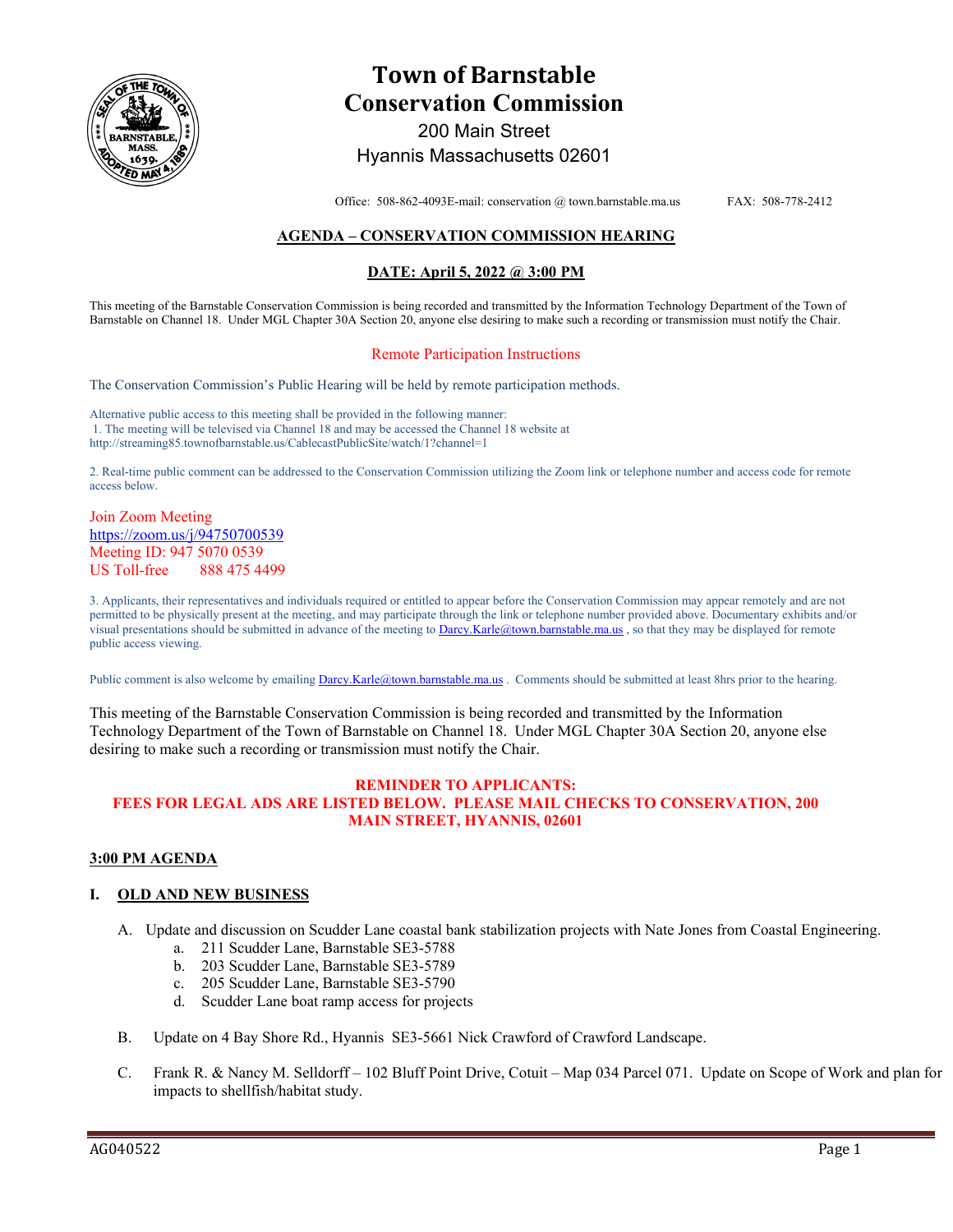# Town of Barnstable
# Conservation Commission

200 Main Street
Hyannis Massachusetts 02601

Office: 508-862-4093E-mail: conservation @ town.barnstable.ma.us FAX: 508-778-2412

## AGENDA – CONSERVATION COMMISSION HEARING

## DATE: April 5, 2022 @ 3:00 PM

This meeting of the Barnstable Conservation Commission is being recorded and transmitted by the Information Technology Department of the Town of Barnstable on Channel 18. Under MGL Chapter 30A Section 20, anyone else desiring to make such a recording or transmission must notify the Chair.

Remote Participation Instructions

The Conservation Commission's Public Hearing will be held by remote participation methods.

Alternative public access to this meeting shall be provided in the following manner:
1. The meeting will be televised via Channel 18 and may be accessed the Channel 18 website at http://streaming85.townofbarnstable.us/CablecastPublicSite/watch/1?channel=1

2. Real-time public comment can be addressed to the Conservation Commission utilizing the Zoom link or telephone number and access code for remote access below.

Join Zoom Meeting
https://zoom.us/j/94750700539
Meeting ID: 947 5070 0539
US Toll-free 888 475 4499

3. Applicants, their representatives and individuals required or entitled to appear before the Conservation Commission may appear remotely and are not permitted to be physically present at the meeting, and may participate through the link or telephone number provided above. Documentary exhibits and/or visual presentations should be submitted in advance of the meeting to Darcy.Karle@town.barnstable.ma.us , so that they may be displayed for remote public access viewing.

Public comment is also welcome by emailing Darcy.Karle@town.barnstable.ma.us . Comments should be submitted at least 8hrs prior to the hearing.

This meeting of the Barnstable Conservation Commission is being recorded and transmitted by the Information Technology Department of the Town of Barnstable on Channel 18. Under MGL Chapter 30A Section 20, anyone else desiring to make such a recording or transmission must notify the Chair.

**REMINDER TO APPLICANTS:**
**FEES FOR LEGAL ADS ARE LISTED BELOW. PLEASE MAIL CHECKS TO CONSERVATION, 200 MAIN STREET, HYANNIS, 02601**

### 3:00 PM AGENDA

### I. OLD AND NEW BUSINESS

A. Update and discussion on Scudder Lane coastal bank stabilization projects with Nate Jones from Coastal Engineering.
   a. 211 Scudder Lane, Barnstable SE3-5788
   b. 203 Scudder Lane, Barnstable SE3-5789
   c. 205 Scudder Lane, Barnstable SE3-5790
   d. Scudder Lane boat ramp access for projects

B. Update on 4 Bay Shore Rd., Hyannis SE3-5661 Nick Crawford of Crawford Landscape.

C. Frank R. & Nancy M. Selldorff – 102 Bluff Point Drive, Cotuit – Map 034 Parcel 071. Update on Scope of Work and plan for impacts to shellfish/habitat study.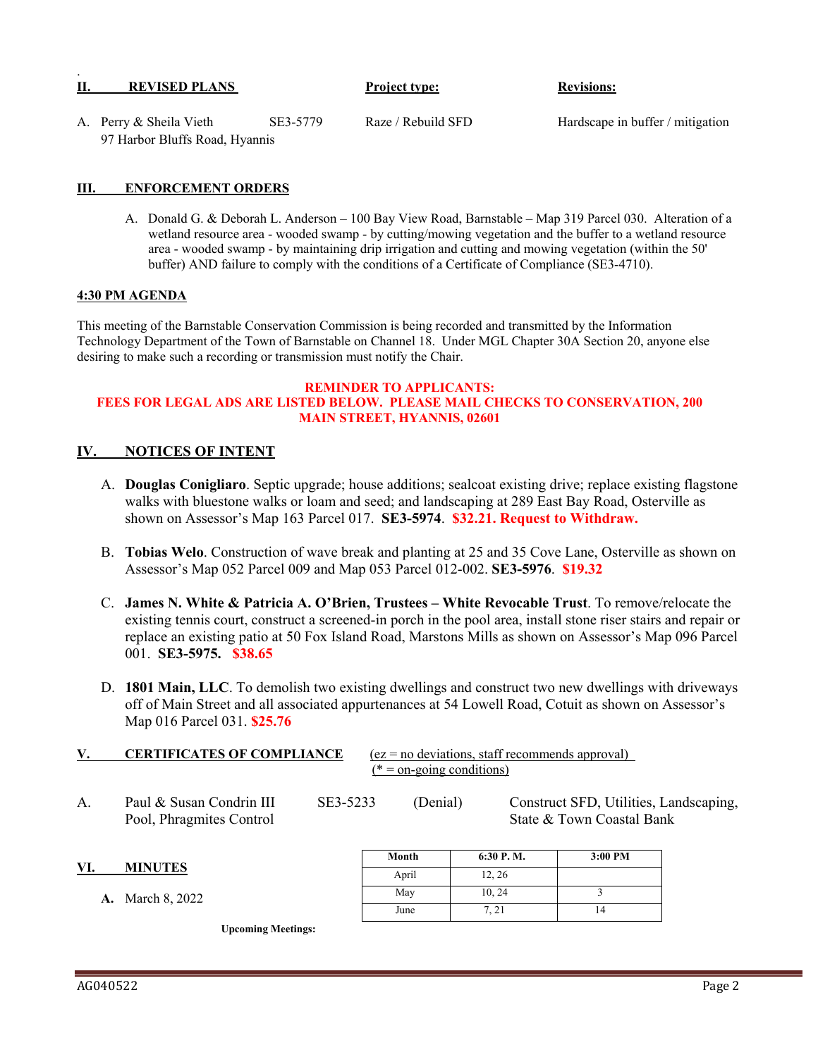.

## II. REVISED PLANS

| | | Project type: | Revisions: |
|---|---|---|---|
| A. Perry & Sheila Vieth<br>97 Harbor Bluffs Road, Hyannis | SE3-5779 | Raze / Rebuild SFD | Hardscape in buffer / mitigation |

## III. ENFORCEMENT ORDERS

A. Donald G. & Deborah L. Anderson – 100 Bay View Road, Barnstable – Map 319 Parcel 030. Alteration of a wetland resource area - wooded swamp - by cutting/mowing vegetation and the buffer to a wetland resource area - wooded swamp - by maintaining drip irrigation and cutting and mowing vegetation (within the 50' buffer) AND failure to comply with the conditions of a Certificate of Compliance (SE3-4710).

## 4:30 PM AGENDA

This meeting of the Barnstable Conservation Commission is being recorded and transmitted by the Information Technology Department of the Town of Barnstable on Channel 18. Under MGL Chapter 30A Section 20, anyone else desiring to make such a recording or transmission must notify the Chair.

**REMINDER TO APPLICANTS:**
**FEES FOR LEGAL ADS ARE LISTED BELOW. PLEASE MAIL CHECKS TO CONSERVATION, 200 MAIN STREET, HYANNIS, 02601**

## IV. NOTICES OF INTENT

A. **Douglas Conigliaro**. Septic upgrade; house additions; sealcoat existing drive; replace existing flagstone walks with bluestone walks or loam and seed; and landscaping at 289 East Bay Road, Osterville as shown on Assessor's Map 163 Parcel 017. **SE3-5974**. **$32.21. Request to Withdraw.**

B. **Tobias Welo**. Construction of wave break and planting at 25 and 35 Cove Lane, Osterville as shown on Assessor's Map 052 Parcel 009 and Map 053 Parcel 012-002. **SE3-5976**. **$19.32**

C. **James N. White & Patricia A. O'Brien, Trustees – White Revocable Trust**. To remove/relocate the existing tennis court, construct a screened-in porch in the pool area, install stone riser stairs and repair or replace an existing patio at 50 Fox Island Road, Marstons Mills as shown on Assessor's Map 096 Parcel 001. **SE3-5975.** **$38.65**

D. **1801 Main, LLC**. To demolish two existing dwellings and construct two new dwellings with driveways off of Main Street and all associated appurtenances at 54 Lowell Road, Cotuit as shown on Assessor's Map 016 Parcel 031. **$25.76**

## V. CERTIFICATES OF COMPLIANCE

(ez = no deviations, staff recommends approval)
(* = on-going conditions)

| | | | |
|---|---|---|---|
| A. Paul & Susan Condrin III<br>Pool, Phragmites Control | SE3-5233 | (Denial) | Construct SFD, Utilities, Landscaping, State & Town Coastal Bank |

## VI. MINUTES

**A.** March 8, 2022

**Upcoming Meetings:**

| Month | 6:30 P. M. | 3:00 PM |
|---|---|---|
| April | 12, 26 | |
| May | 10, 24 | 3 |
| June | 7, 21 | 14 |

AG040522